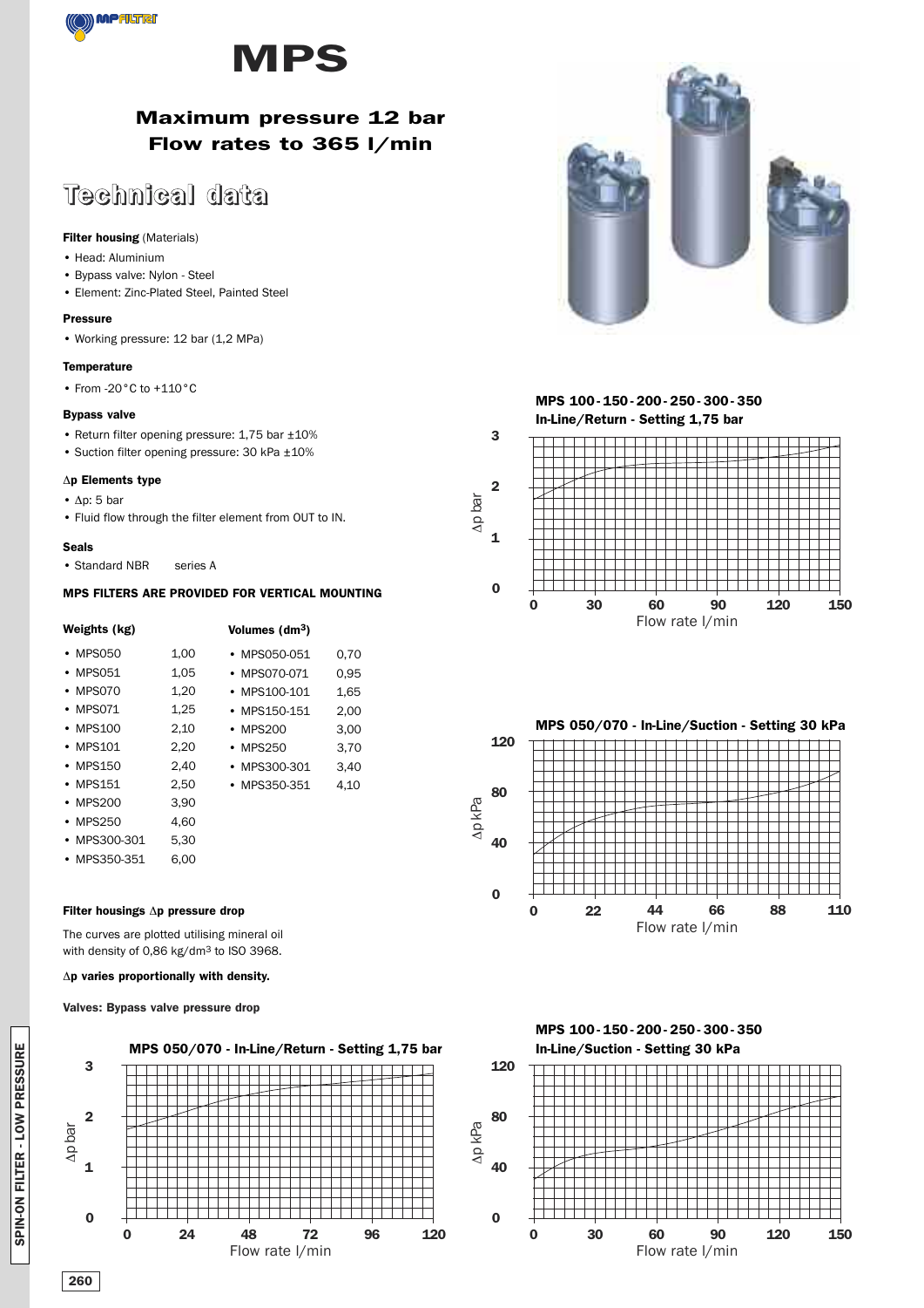# MPS

## Maximum pressure 12 bar
## Flow rates to 365 l/min

## Technical data

**Filter housing** (Materials)

- Head: Aluminium
- Bypass valve: Nylon - Steel
- Element: Zinc-Plated Steel, Painted Steel

**Pressure**

- Working pressure: 12 bar (1,2 MPa)

**Temperature**

- From -20°C to +110°C

**Bypass valve**

- Return filter opening pressure: 1,75 bar ±10%
- Suction filter opening pressure: 30 kPa ±10%

**Δp Elements type**

- Δp: 5 bar
- Fluid flow through the filter element from OUT to IN.

**Seals**

- Standard NBR series A

**MPS FILTERS ARE PROVIDED FOR VERTICAL MOUNTING**

**Weights (kg)**

| Model | Weight |
|---|---|
| MPS050 | 1,00 |
| MPS051 | 1,05 |
| MPS070 | 1,20 |
| MPS071 | 1,25 |
| MPS100 | 2,10 |
| MPS101 | 2,20 |
| MPS150 | 2,40 |
| MPS151 | 2,50 |
| MPS200 | 3,90 |
| MPS250 | 4,60 |
| MPS300-301 | 5,30 |
| MPS350-351 | 6,00 |

**Volumes ($dm^3$)**

| Model | Volume |
|---|---|
| MPS050-051 | 0,70 |
| MPS070-071 | 0,95 |
| MPS100-101 | 1,65 |
| MPS150-151 | 2,00 |
| MPS200 | 3,00 |
| MPS250 | 3,70 |
| MPS300-301 | 3,40 |
| MPS350-351 | 4,10 |

**Filter housings Δp pressure drop**

The curves are plotted utilising mineral oil with density of 0,86 kg/dm³ to ISO 3968.

**Δp varies proportionally with density.**

**Valves: Bypass valve pressure drop**

MPS 050/070 - In-Line/Return - Setting 1,75 bar

MPS 100-150-200-250-300-350 In-Line/Return - Setting 1,75 bar

MPS 050/070 - In-Line/Suction - Setting 30 kPa

MPS 100-150-200-250-300-350 In-Line/Suction - Setting 30 kPa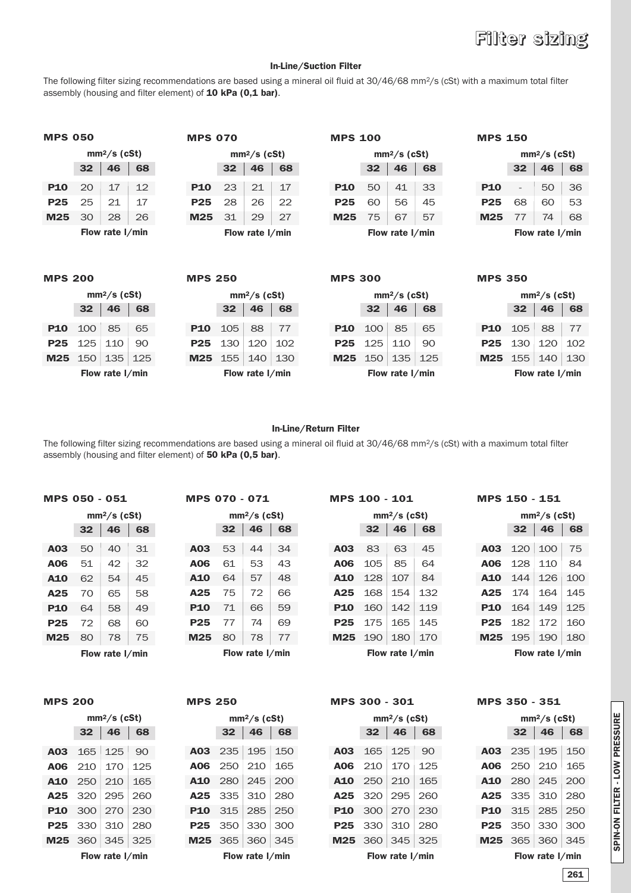# Filter sizing

## In-Line/Suction Filter

The following filter sizing recommendations are based using a mineral oil fluid at 30/46/68 mm²/s (cSt) with a maximum total filter assembly (housing and filter element) of **10 kPa (0,1 bar)**.

### MPS 050

| | mm²/s (cSt) | | |
|---|---|---|---|
| | **32** | **46** | **68** |
| **P10** | 20 | 17 | 12 |
| **P25** | 25 | 21 | 17 |
| **M25** | 30 | 28 | 26 |

Flow rate l/min

### MPS 070

| | mm²/s (cSt) | | |
|---|---|---|---|
| | **32** | **46** | **68** |
| **P10** | 23 | 21 | 17 |
| **P25** | 28 | 26 | 22 |
| **M25** | 31 | 29 | 27 |

Flow rate l/min

### MPS 100

| | mm²/s (cSt) | | |
|---|---|---|---|
| | **32** | **46** | **68** |
| **P10** | 50 | 41 | 33 |
| **P25** | 60 | 56 | 45 |
| **M25** | 75 | 67 | 57 |

Flow rate l/min

### MPS 150

| | mm²/s (cSt) | | |
|---|---|---|---|
| | **32** | **46** | **68** |
| **P10** | - | 50 | 36 |
| **P25** | 68 | 60 | 53 |
| **M25** | 77 | 74 | 68 |

Flow rate l/min

### MPS 200

| | mm²/s (cSt) | | |
|---|---|---|---|
| | **32** | **46** | **68** |
| **P10** | 100 | 85 | 65 |
| **P25** | 125 | 110 | 90 |
| **M25** | 150 | 135 | 125 |

Flow rate l/min

### MPS 250

| | mm²/s (cSt) | | |
|---|---|---|---|
| | **32** | **46** | **68** |
| **P10** | 105 | 88 | 77 |
| **P25** | 130 | 120 | 102 |
| **M25** | 155 | 140 | 130 |

Flow rate l/min

### MPS 300

| | mm²/s (cSt) | | |
|---|---|---|---|
| | **32** | **46** | **68** |
| **P10** | 100 | 85 | 65 |
| **P25** | 125 | 110 | 90 |
| **M25** | 150 | 135 | 125 |

Flow rate l/min

### MPS 350

| | mm²/s (cSt) | | |
|---|---|---|---|
| | **32** | **46** | **68** |
| **P10** | 105 | 88 | 77 |
| **P25** | 130 | 120 | 102 |
| **M25** | 155 | 140 | 130 |

Flow rate l/min

## In-Line/Return Filter

The following filter sizing recommendations are based using a mineral oil fluid at 30/46/68 mm²/s (cSt) with a maximum total filter assembly (housing and filter element) of **50 kPa (0,5 bar)**.

### MPS 050 - 051

| | mm²/s (cSt) | | |
|---|---|---|---|
| | **32** | **46** | **68** |
| **A03** | 50 | 40 | 31 |
| **A06** | 51 | 42 | 32 |
| **A10** | 62 | 54 | 45 |
| **A25** | 70 | 65 | 58 |
| **P10** | 64 | 58 | 49 |
| **P25** | 72 | 68 | 60 |
| **M25** | 80 | 78 | 75 |

Flow rate l/min

### MPS 070 - 071

| | mm²/s (cSt) | | |
|---|---|---|---|
| | **32** | **46** | **68** |
| **A03** | 53 | 44 | 34 |
| **A06** | 61 | 53 | 43 |
| **A10** | 64 | 57 | 48 |
| **A25** | 75 | 72 | 66 |
| **P10** | 71 | 66 | 59 |
| **P25** | 77 | 74 | 69 |
| **M25** | 80 | 78 | 77 |

Flow rate l/min

### MPS 100 - 101

| | mm²/s (cSt) | | |
|---|---|---|---|
| | **32** | **46** | **68** |
| **A03** | 83 | 63 | 45 |
| **A06** | 105 | 85 | 64 |
| **A10** | 128 | 107 | 84 |
| **A25** | 168 | 154 | 132 |
| **P10** | 160 | 142 | 119 |
| **P25** | 175 | 165 | 145 |
| **M25** | 190 | 180 | 170 |

Flow rate l/min

### MPS 150 - 151

| | mm²/s (cSt) | | |
|---|---|---|---|
| | **32** | **46** | **68** |
| **A03** | 120 | 100 | 75 |
| **A06** | 128 | 110 | 84 |
| **A10** | 144 | 126 | 100 |
| **A25** | 174 | 164 | 145 |
| **P10** | 164 | 149 | 125 |
| **P25** | 182 | 172 | 160 |
| **M25** | 195 | 190 | 180 |

Flow rate l/min

### MPS 200

| | mm²/s (cSt) | | |
|---|---|---|---|
| | **32** | **46** | **68** |
| **A03** | 165 | 125 | 90 |
| **A06** | 210 | 170 | 125 |
| **A10** | 250 | 210 | 165 |
| **A25** | 320 | 295 | 260 |
| **P10** | 300 | 270 | 230 |
| **P25** | 330 | 310 | 280 |
| **M25** | 360 | 345 | 325 |

Flow rate l/min

### MPS 250

| | mm²/s (cSt) | | |
|---|---|---|---|
| | **32** | **46** | **68** |
| **A03** | 235 | 195 | 150 |
| **A06** | 250 | 210 | 165 |
| **A10** | 280 | 245 | 200 |
| **A25** | 335 | 310 | 280 |
| **P10** | 315 | 285 | 250 |
| **P25** | 350 | 330 | 300 |
| **M25** | 365 | 360 | 345 |

Flow rate l/min

### MPS 300 - 301

| | mm²/s (cSt) | | |
|---|---|---|---|
| | **32** | **46** | **68** |
| **A03** | 165 | 125 | 90 |
| **A06** | 210 | 170 | 125 |
| **A10** | 250 | 210 | 165 |
| **A25** | 320 | 295 | 260 |
| **P10** | 300 | 270 | 230 |
| **P25** | 330 | 310 | 280 |
| **M25** | 360 | 345 | 325 |

Flow rate l/min

### MPS 350 - 351

| | mm²/s (cSt) | | |
|---|---|---|---|
| | **32** | **46** | **68** |
| **A03** | 235 | 195 | 150 |
| **A06** | 250 | 210 | 165 |
| **A10** | 280 | 245 | 200 |
| **A25** | 335 | 310 | 280 |
| **P10** | 315 | 285 | 250 |
| **P25** | 350 | 330 | 300 |
| **M25** | 365 | 360 | 345 |

Flow rate l/min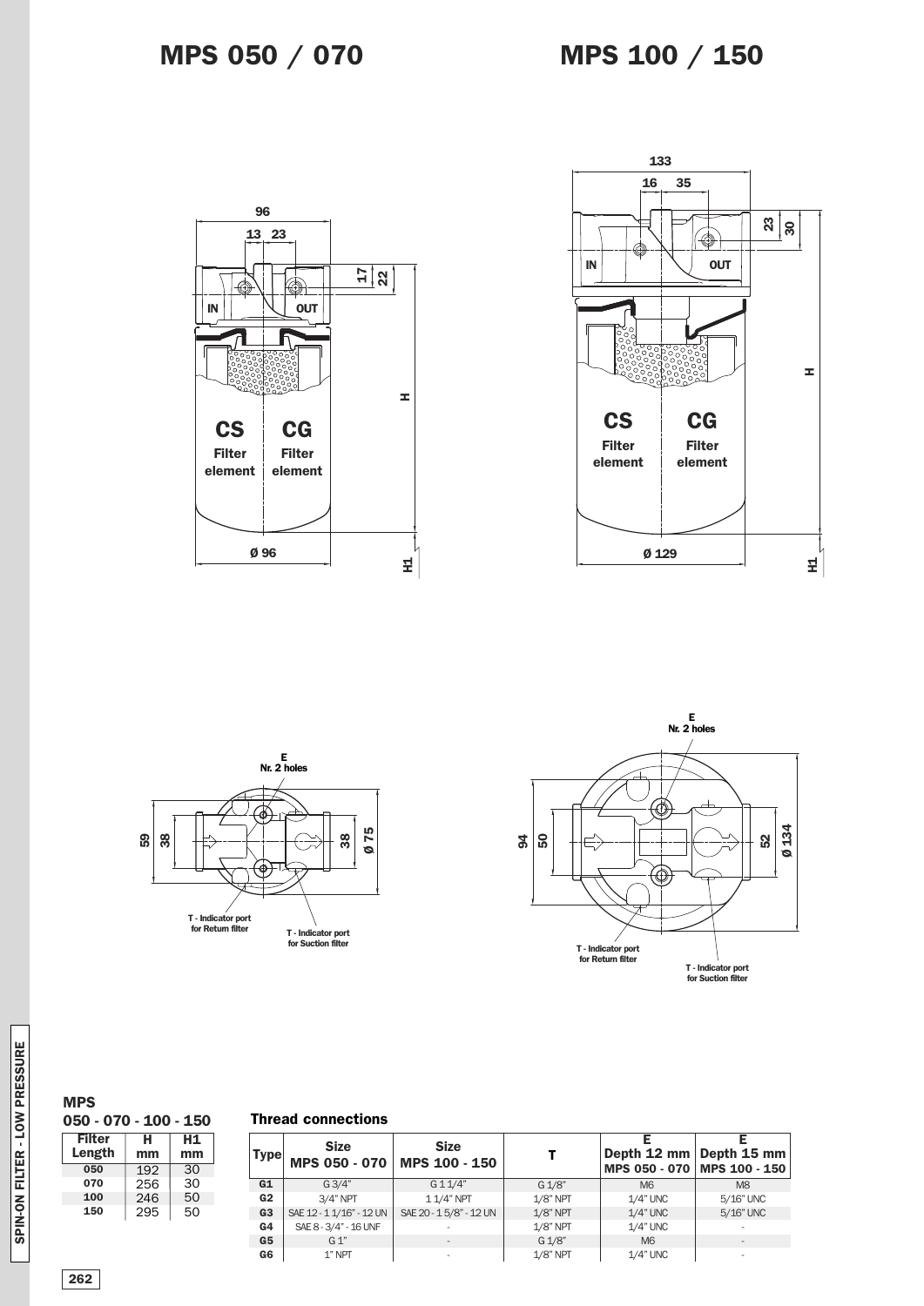# MPS 050 / 070

# MPS 100 / 150

### MPS
### 050 - 070 - 100 - 150

| Filter Length | H mm | H1 mm |
|---|---|---|
| 050 | 192 | 30 |
| 070 | 256 | 30 |
| 100 | 246 | 50 |
| 150 | 295 | 50 |

### Thread connections

| Type | Size MPS 050 - 070 | Size MPS 100 - 150 | T | E Depth 12 mm MPS 050 - 070 | E Depth 15 mm MPS 100 - 150 |
|---|---|---|---|---|---|
| G1 | G 3/4" | G 1 1/4" | G 1/8" | M6 | M8 |
| G2 | 3/4" NPT | 1 1/4" NPT | 1/8" NPT | 1/4" UNC | 5/16" UNC |
| G3 | SAE 12 - 1 1/16" - 12 UN | SAE 20 - 1 5/8" - 12 UN | 1/8" NPT | 1/4" UNC | 5/16" UNC |
| G4 | SAE 8 - 3/4" - 16 UNF | - | 1/8" NPT | 1/4" UNC | - |
| G5 | G 1" | - | G 1/8" | M6 | - |
| G6 | 1" NPT | - | 1/8" NPT | 1/4" UNC | - |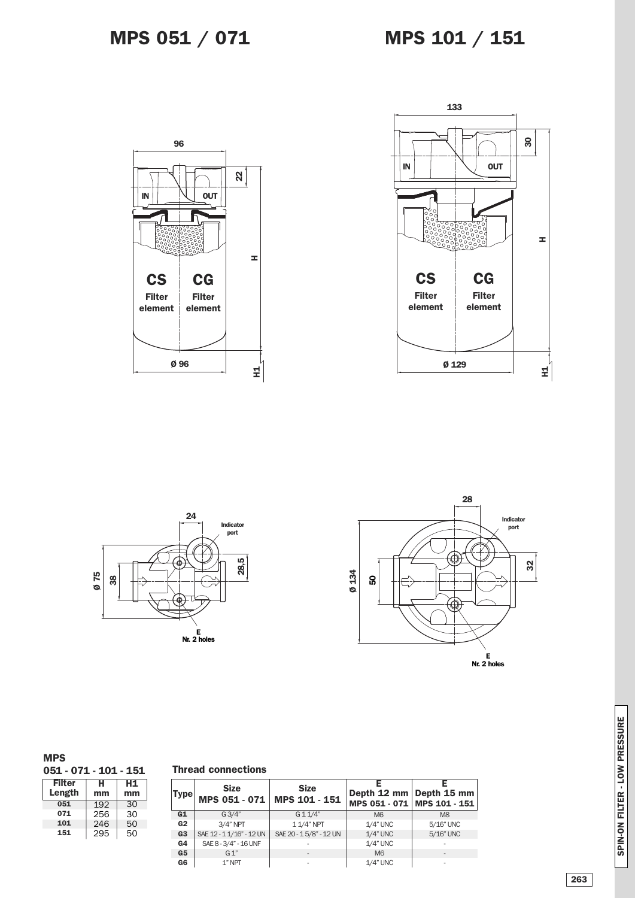# MPS 051 / 071

# MPS 101 / 151

### MPS 051 - 071 - 101 - 151

| Filter Length | H mm | H1 mm |
|---|---|---|
| 051 | 192 | 30 |
| 071 | 256 | 30 |
| 101 | 246 | 50 |
| 151 | 295 | 50 |

### Thread connections

| Type | Size MPS 051 - 071 | Size MPS 101 - 151 | E Depth 12 mm MPS 051 - 071 | E Depth 15 mm MPS 101 - 151 |
|---|---|---|---|---|
| G1 | G 3/4" | G 1 1/4" | M6 | M8 |
| G2 | 3/4" NPT | 1 1/4" NPT | 1/4" UNC | 5/16" UNC |
| G3 | SAE 12 - 1 1/16" - 12 UN | SAE 20 - 1 5/8" - 12 UN | 1/4" UNC | 5/16" UNC |
| G4 | SAE 8 - 3/4" - 16 UNF | - | 1/4" UNC | - |
| G5 | G 1" | - | M6 | - |
| G6 | 1" NPT | - | 1/4" UNC | - |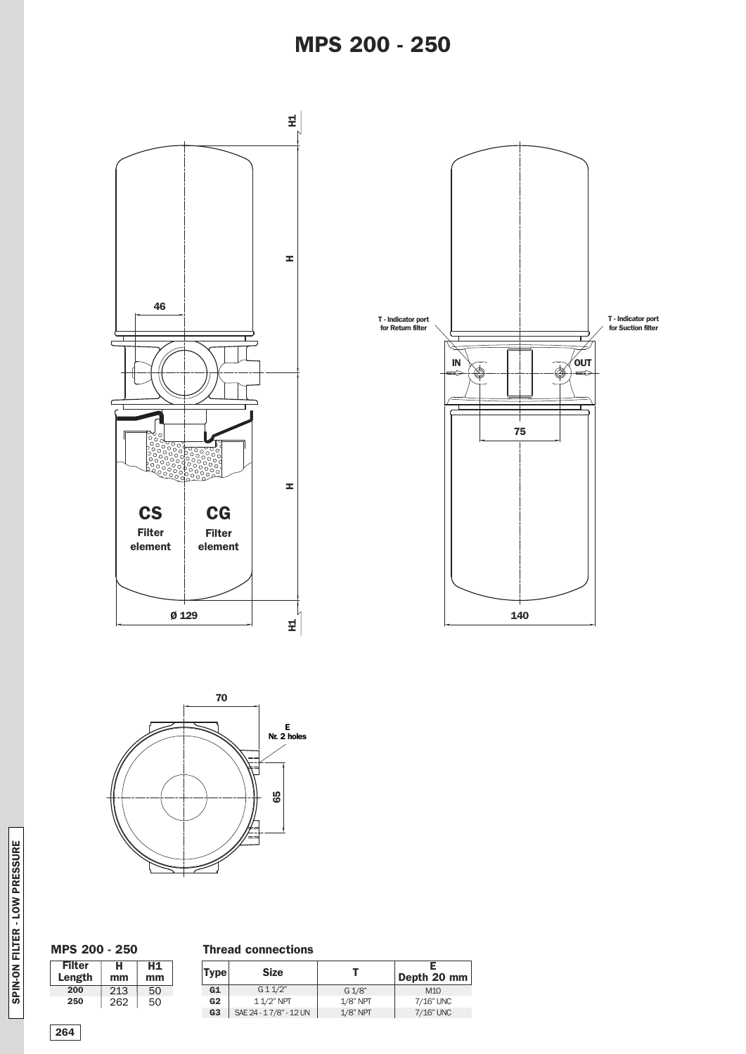# MPS 200 - 250

H1

46

H

T - Indicator port for Return filter

T - Indicator port for Suction filter

IN

OUT

75

H

CS
Filter element

CG
Filter element

Ø 129

H1

140

70

E
Nr. 2 holes

65

### MPS 200 - 250

| Filter Length | H mm | H1 mm |
|---|---|---|
| 200 | 213 | 50 |
| 250 | 262 | 50 |

### Thread connections

| Type | Size | T | E Depth 20 mm |
|---|---|---|---|
| G1 | G 1 1/2" | G 1/8" | M10 |
| G2 | 1 1/2" NPT | 1/8" NPT | 7/16" UNC |
| G3 | SAE 24 - 1 7/8" - 12 UN | 1/8" NPT | 7/16" UNC |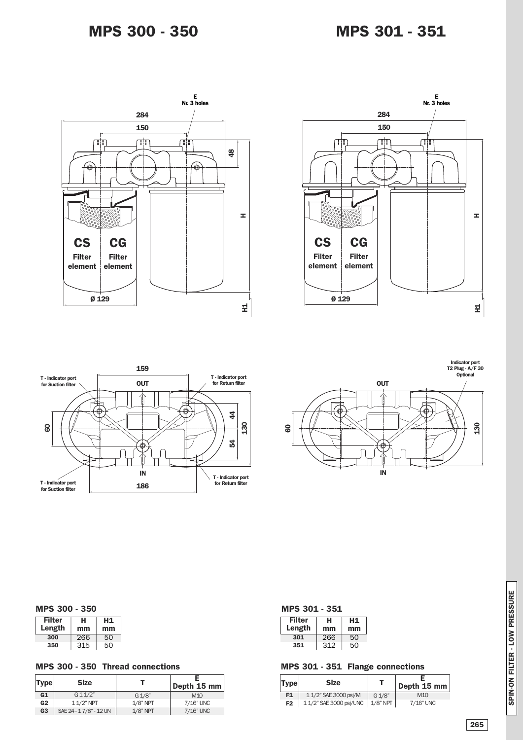# MPS 300 - 350

# MPS 301 - 351

### MPS 300 - 350

| Filter Length | H mm | H1 mm |
|---|---|---|
| 300 | 266 | 50 |
| 350 | 315 | 50 |

### MPS 300 - 350 Thread connections

| Type | Size | T | E Depth 15 mm |
|---|---|---|---|
| G1 | G 1 1/2" | G 1/8" | M10 |
| G2 | 1 1/2" NPT | 1/8" NPT | 7/16" UNC |
| G3 | SAE 24 - 1 7/8" - 12 UN | 1/8" NPT | 7/16" UNC |

### MPS 301 - 351

| Filter Length | H mm | H1 mm |
|---|---|---|
| 301 | 266 | 50 |
| 351 | 312 | 50 |

### MPS 301 - 351 Flange connections

| Type | Size | T | E Depth 15 mm |
|---|---|---|---|
| F1 | 1 1/2" SAE 3000 psi/M | G 1/8" | M10 |
| F2 | 1 1/2" SAE 3000 psi/UNC | 1/8" NPT | 7/16" UNC |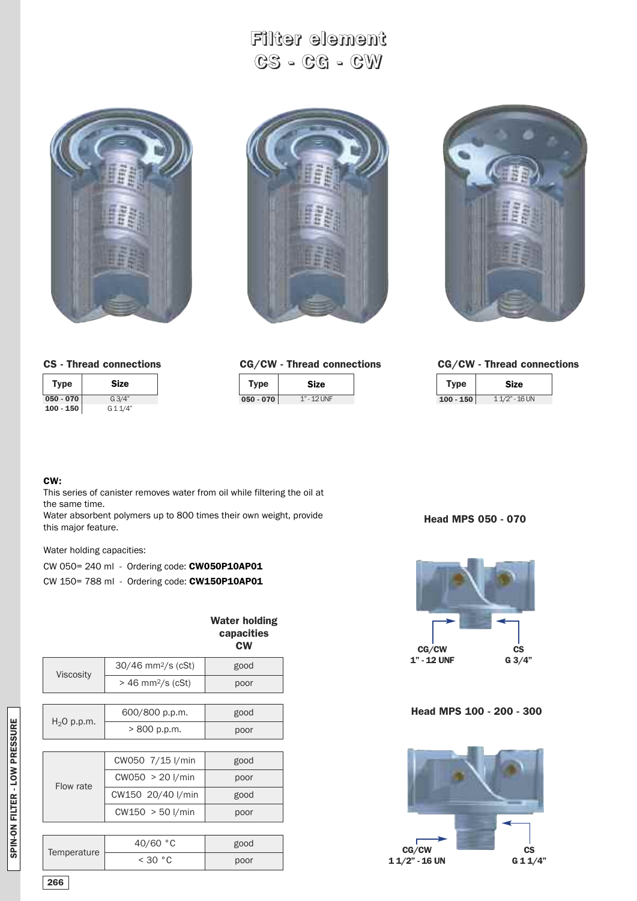# Filter element
# CS - CG - CW

### CS - Thread connections

| Type | Size |
|---|---|
| 050 - 070 | G 3/4" |
| 100 - 150 | G 1 1/4" |

### CG/CW - Thread connections

| Type | Size |
|---|---|
| 050 - 070 | 1" - 12 UNF |

### CG/CW - Thread connections

| Type | Size |
|---|---|
| 100 - 150 | 1 1/2" - 16 UN |

**CW:**

This series of canister removes water from oil while filtering the oil at the same time.
Water absorbent polymers up to 800 times their own weight, provide this major feature.

Water holding capacities:

CW 050= 240 ml - Ordering code: **CW050P10AP01**

CW 150= 788 ml - Ordering code: **CW150P10AP01**

| | | **Water holding capacities CW** |
|---|---|---|
| Viscosity | 30/46 mm²/s (cSt) | good |
| | > 46 mm²/s (cSt) | poor |
| $H_2O$ p.p.m. | 600/800 p.p.m. | good |
| | > 800 p.p.m. | poor |
| Flow rate | CW050 7/15 l/min | good |
| | CW050 > 20 l/min | poor |
| | CW150 20/40 l/min | good |
| | CW150 > 50 l/min | poor |
| Temperature | 40/60 °C | good |
| | < 30 °C | poor |

**Head MPS 050 - 070**

CG/CW 1" - 12 UNF

CS G 3/4"

**Head MPS 100 - 200 - 300**

CG/CW 1 1/2" - 16 UN

CS G 1 1/4"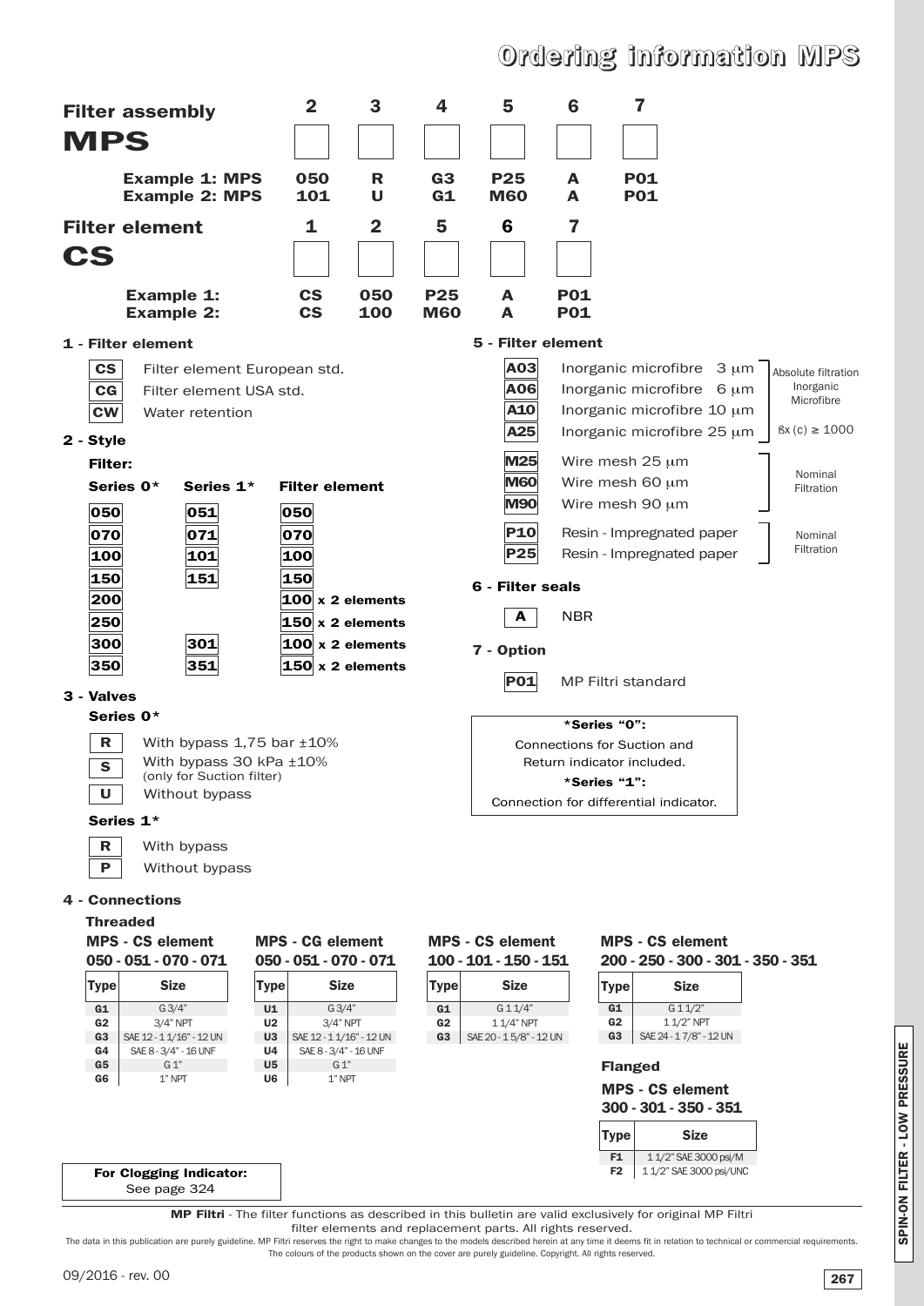# Ordering information MPS

## Filter assembly

**MPS**

| | 2 | 3 | 4 | 5 | 6 | 7 |
|---|---|---|---|---|---|---|
| **Example 1: MPS** | 050 | R | G3 | P25 | A | P01 |
| **Example 2: MPS** | 101 | U | G1 | M60 | A | P01 |

## Filter element

**CS**

| | 1 | 2 | 5 | 6 | 7 |
|---|---|---|---|---|---|
| **Example 1:** | CS | 050 | P25 | A | P01 |
| **Example 2:** | CS | 100 | M60 | A | P01 |

### 1 - Filter element

- **CS** Filter element European std.
- **CG** Filter element USA std.
- **CW** Water retention

### 2 - Style

**Filter:**

| Series 0* | Series 1* | Filter element |
|---|---|---|
| 050 | 051 | 050 |
| 070 | 071 | 070 |
| 100 | 101 | 100 |
| 150 | 151 | 150 |
| 200 | | 100 x 2 elements |
| 250 | | 150 x 2 elements |
| 300 | 301 | 100 x 2 elements |
| 350 | 351 | 150 x 2 elements |

### 3 - Valves

**Series 0***

- **R** With bypass 1,75 bar ±10%
- **S** With bypass 30 kPa ±10% (only for Suction filter)
- **U** Without bypass

**Series 1***

- **R** With bypass
- **P** Without bypass

### 4 - Connections

**Threaded**

**MPS - CS element 050 - 051 - 070 - 071**

| Type | Size |
|---|---|
| G1 | G 3/4" |
| G2 | 3/4" NPT |
| G3 | SAE 12 - 1 1/16" - 12 UN |
| G4 | SAE 8 - 3/4" - 16 UNF |
| G5 | G 1" |
| G6 | 1" NPT |

**MPS - CG element 050 - 051 - 070 - 071**

| Type | Size |
|---|---|
| U1 | G 3/4" |
| U2 | 3/4" NPT |
| U3 | SAE 12 - 1 1/16" - 12 UN |
| U4 | SAE 8 - 3/4" - 16 UNF |
| U5 | G 1" |
| U6 | 1" NPT |

**MPS - CS element 100 - 101 - 150 - 151**

| Type | Size |
|---|---|
| G1 | G 1 1/4" |
| G2 | 1 1/4" NPT |
| G3 | SAE 20 - 1 5/8" - 12 UN |

**MPS - CS element 200 - 250 - 300 - 301 - 350 - 351**

| Type | Size |
|---|---|
| G1 | G 1 1/2" |
| G2 | 1 1/2" NPT |
| G3 | SAE 24 - 1 7/8" - 12 UN |

**Flanged**

**MPS - CS element 300 - 301 - 350 - 351**

| Type | Size |
|---|---|
| F1 | 1 1/2" SAE 3000 psi/M |
| F2 | 1 1/2" SAE 3000 psi/UNC |

**For Clogging Indicator:**
See page 324

### 5 - Filter element

| Code | Description | Filtration |
|---|---|---|
| A03 | Inorganic microfibre 3 μm | Absolute filtration Inorganic Microfibre ß x (c) ≥ 1000 |
| A06 | Inorganic microfibre 6 μm | |
| A10 | Inorganic microfibre 10 μm | |
| A25 | Inorganic microfibre 25 μm | |
| M25 | Wire mesh 25 μm | Nominal Filtration |
| M60 | Wire mesh 60 μm | |
| M90 | Wire mesh 90 μm | |
| P10 | Resin - Impregnated paper | Nominal Filtration |
| P25 | Resin - Impregnated paper | |

### 6 - Filter seals

- **A** NBR

### 7 - Option

- **P01** MP Filtri standard

**\*Series "0":**
Connections for Suction and Return indicator included.

**\*Series "1":**
Connection for differential indicator.

**MP Filtri** - The filter functions as described in this bulletin are valid exclusively for original MP Filtri filter elements and replacement parts. All rights reserved.

The data in this publication are purely guideline. MP Filtri reserves the right to make changes to the models described herein at any time it deems fit in relation to technical or commercial requirements. The colours of the products shown on the cover are purely guideline. Copyright. All rights reserved.

09/2016 - rev. 00